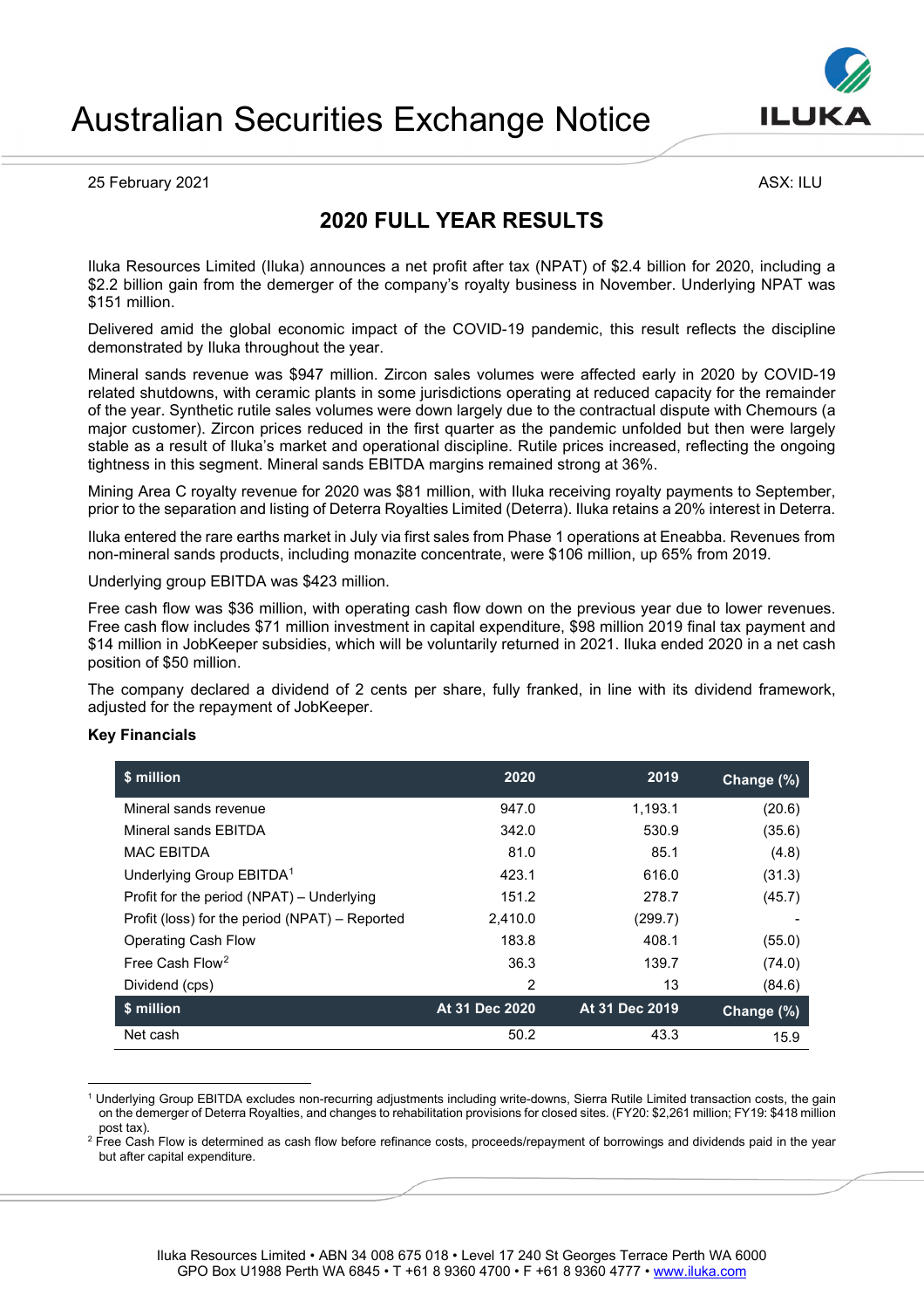# Australian Securities Exchange Notice

25 February 2021

ASX: ILU

## 2020 FULL YEAR RESULTS

Iluka Resources Limited (Iluka) announces a net profit after tax (NPAT) of $2.4 billion for 2020, including a $2.2 billion gain from the demerger of the company's royalty business in November. Underlying NPAT was $151 million.

Delivered amid the global economic impact of the COVID-19 pandemic, this result reflects the discipline demonstrated by Iluka throughout the year.

Mineral sands revenue was $947 million. Zircon sales volumes were affected early in 2020 by COVID-19 related shutdowns, with ceramic plants in some jurisdictions operating at reduced capacity for the remainder of the year. Synthetic rutile sales volumes were down largely due to the contractual dispute with Chemours (a major customer). Zircon prices reduced in the first quarter as the pandemic unfolded but then were largely stable as a result of Iluka's market and operational discipline. Rutile prices increased, reflecting the ongoing tightness in this segment. Mineral sands EBITDA margins remained strong at 36%.

Mining Area C royalty revenue for 2020 was $81 million, with Iluka receiving royalty payments to September, prior to the separation and listing of Deterra Royalties Limited (Deterra). Iluka retains a 20% interest in Deterra.

Iluka entered the rare earths market in July via first sales from Phase 1 operations at Eneabba. Revenues from non-mineral sands products, including monazite concentrate, were $106 million, up 65% from 2019.

Underlying group EBITDA was $423 million.

Free cash flow was $36 million, with operating cash flow down on the previous year due to lower revenues. Free cash flow includes $71 million investment in capital expenditure, $98 million 2019 final tax payment and $14 million in JobKeeper subsidies, which will be voluntarily returned in 2021. Iluka ended 2020 in a net cash position of $50 million.

The company declared a dividend of 2 cents per share, fully franked, in line with its dividend framework, adjusted for the repayment of JobKeeper.

**Key Financials**

| $ million | 2020 | 2019 | Change (%) |
|---|---|---|---|
| Mineral sands revenue | 947.0 | 1,193.1 | (20.6) |
| Mineral sands EBITDA | 342.0 | 530.9 | (35.6) |
| MAC EBITDA | 81.0 | 85.1 | (4.8) |
| Underlying Group EBITDA[1] | 423.1 | 616.0 | (31.3) |
| Profit for the period (NPAT) – Underlying | 151.2 | 278.7 | (45.7) |
| Profit (loss) for the period (NPAT) – Reported | 2,410.0 | (299.7) | - |
| Operating Cash Flow | 183.8 | 408.1 | (55.0) |
| Free Cash Flow[2] | 36.3 | 139.7 | (74.0) |
| Dividend (cps) | 2 | 13 | (84.6) |
| **$ million** | **At 31 Dec 2020** | **At 31 Dec 2019** | **Change (%)** |
| Net cash | 50.2 | 43.3 | 15.9 |

[1] Underlying Group EBITDA excludes non-recurring adjustments including write-downs, Sierra Rutile Limited transaction costs, the gain on the demerger of Deterra Royalties, and changes to rehabilitation provisions for closed sites. (FY20: $2,261 million; FY19: $418 million post tax).

[2] Free Cash Flow is determined as cash flow before refinance costs, proceeds/repayment of borrowings and dividends paid in the year but after capital expenditure.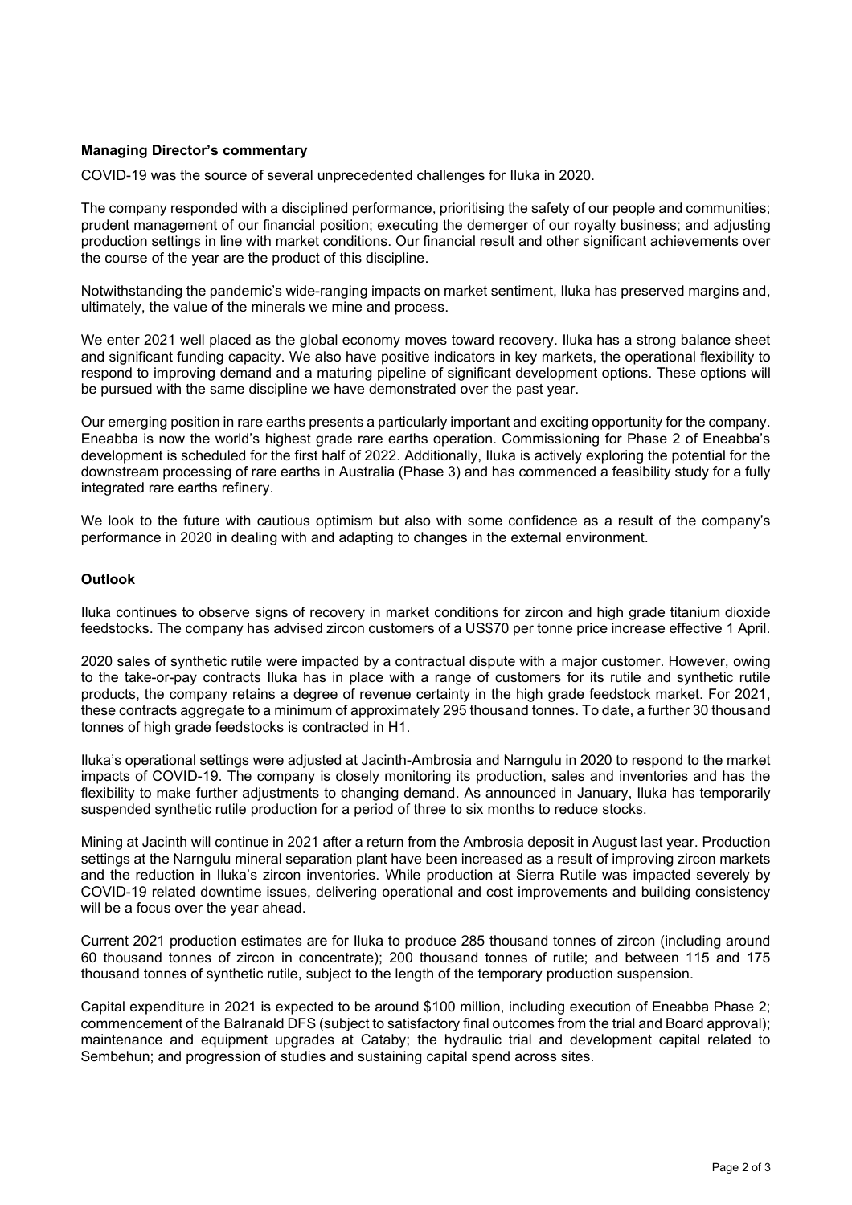**Managing Director's commentary**

COVID-19 was the source of several unprecedented challenges for Iluka in 2020.

The company responded with a disciplined performance, prioritising the safety of our people and communities; prudent management of our financial position; executing the demerger of our royalty business; and adjusting production settings in line with market conditions. Our financial result and other significant achievements over the course of the year are the product of this discipline.

Notwithstanding the pandemic's wide-ranging impacts on market sentiment, Iluka has preserved margins and, ultimately, the value of the minerals we mine and process.

We enter 2021 well placed as the global economy moves toward recovery. Iluka has a strong balance sheet and significant funding capacity. We also have positive indicators in key markets, the operational flexibility to respond to improving demand and a maturing pipeline of significant development options. These options will be pursued with the same discipline we have demonstrated over the past year.

Our emerging position in rare earths presents a particularly important and exciting opportunity for the company. Eneabba is now the world's highest grade rare earths operation. Commissioning for Phase 2 of Eneabba's development is scheduled for the first half of 2022. Additionally, Iluka is actively exploring the potential for the downstream processing of rare earths in Australia (Phase 3) and has commenced a feasibility study for a fully integrated rare earths refinery.

We look to the future with cautious optimism but also with some confidence as a result of the company's performance in 2020 in dealing with and adapting to changes in the external environment.

**Outlook**

Iluka continues to observe signs of recovery in market conditions for zircon and high grade titanium dioxide feedstocks. The company has advised zircon customers of a US$70 per tonne price increase effective 1 April.

2020 sales of synthetic rutile were impacted by a contractual dispute with a major customer. However, owing to the take-or-pay contracts Iluka has in place with a range of customers for its rutile and synthetic rutile products, the company retains a degree of revenue certainty in the high grade feedstock market. For 2021, these contracts aggregate to a minimum of approximately 295 thousand tonnes. To date, a further 30 thousand tonnes of high grade feedstocks is contracted in H1.

Iluka's operational settings were adjusted at Jacinth-Ambrosia and Narngulu in 2020 to respond to the market impacts of COVID-19. The company is closely monitoring its production, sales and inventories and has the flexibility to make further adjustments to changing demand. As announced in January, Iluka has temporarily suspended synthetic rutile production for a period of three to six months to reduce stocks.

Mining at Jacinth will continue in 2021 after a return from the Ambrosia deposit in August last year. Production settings at the Narngulu mineral separation plant have been increased as a result of improving zircon markets and the reduction in Iluka's zircon inventories. While production at Sierra Rutile was impacted severely by COVID-19 related downtime issues, delivering operational and cost improvements and building consistency will be a focus over the year ahead.

Current 2021 production estimates are for Iluka to produce 285 thousand tonnes of zircon (including around 60 thousand tonnes of zircon in concentrate); 200 thousand tonnes of rutile; and between 115 and 175 thousand tonnes of synthetic rutile, subject to the length of the temporary production suspension.

Capital expenditure in 2021 is expected to be around $100 million, including execution of Eneabba Phase 2; commencement of the Balranald DFS (subject to satisfactory final outcomes from the trial and Board approval); maintenance and equipment upgrades at Cataby; the hydraulic trial and development capital related to Sembehun; and progression of studies and sustaining capital spend across sites.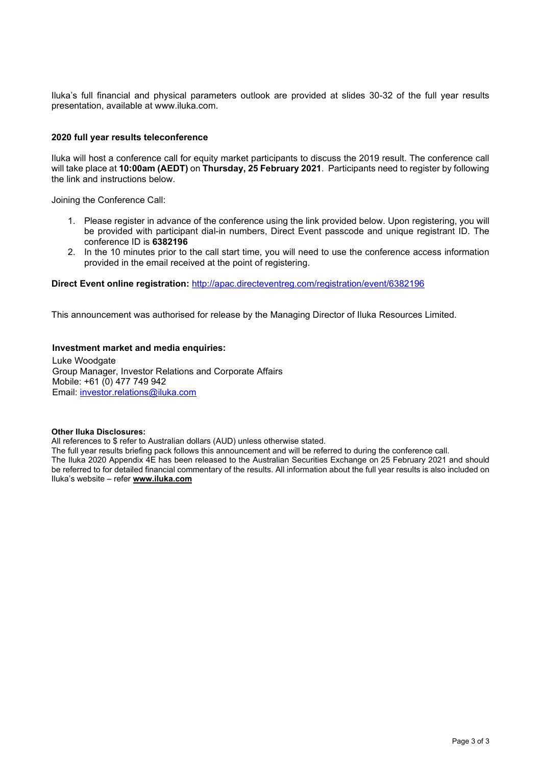Iluka's full financial and physical parameters outlook are provided at slides 30-32 of the full year results presentation, available at www.iluka.com.

### 2020 full year results teleconference

Iluka will host a conference call for equity market participants to discuss the 2019 result. The conference call will take place at **10:00am (AEDT)** on **Thursday, 25 February 2021**. Participants need to register by following the link and instructions below.

Joining the Conference Call:

1. Please register in advance of the conference using the link provided below. Upon registering, you will be provided with participant dial-in numbers, Direct Event passcode and unique registrant ID. The conference ID is **6382196**
2. In the 10 minutes prior to the call start time, you will need to use the conference access information provided in the email received at the point of registering.

**Direct Event online registration:** http://apac.directeventreg.com/registration/event/6382196

This announcement was authorised for release by the Managing Director of Iluka Resources Limited.

**Investment market and media enquiries:**

Luke Woodgate
Group Manager, Investor Relations and Corporate Affairs
Mobile: +61 (0) 477 749 942
Email: investor.relations@iluka.com

**Other Iluka Disclosures:**

All references to $ refer to Australian dollars (AUD) unless otherwise stated.
The full year results briefing pack follows this announcement and will be referred to during the conference call.
The Iluka 2020 Appendix 4E has been released to the Australian Securities Exchange on 25 February 2021 and should be referred to for detailed financial commentary of the results. All information about the full year results is also included on Iluka's website – refer **www.iluka.com**